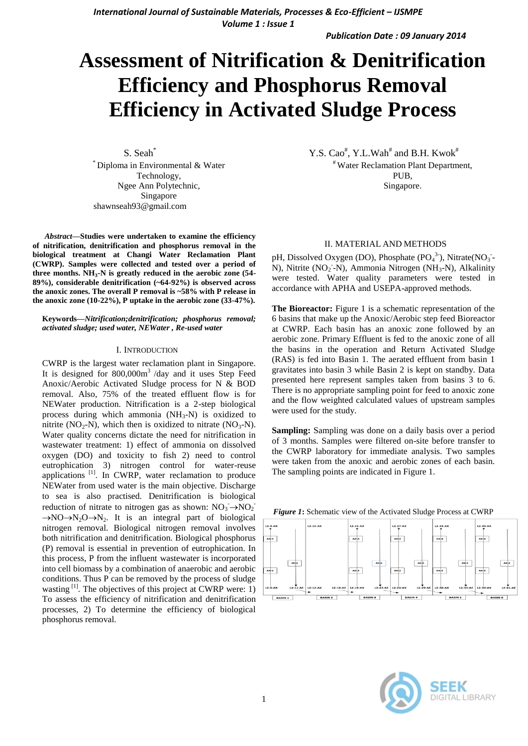# Assessment of Nitrification & Denitrification Efficiency and Phosphorus Removal Efficiency in Activated Sludge Process

S. Seah[*]
[*] Diploma in Environmental & Water Technology,
Ngee Ann Polytechnic,
Singapore
shawnseah93@gmail.com

Y.S. Cao[#], Y.L.Wah[#] and B.H. Kwok[#]
[#] Water Reclamation Plant Department,
PUB,
Singapore.

***Abstract*—Studies were undertaken to examine the efficiency of nitrification, denitrification and phosphorus removal in the biological treatment at Changi Water Reclamation Plant (CWRP). Samples were collected and tested over a period of three months. $NH_3$-N is greatly reduced in the aerobic zone (54-89%), considerable denitrification (~64-92%) is observed across the anoxic zones. The overall P removal is ~58% with P release in the anoxic zone (10-22%), P uptake in the aerobic zone (33-47%).**

***Keywords—****Nitrification;denitrification; phosphorus removal; activated sludge; used water, NEWater , Re-used water***

## I. Introduction

CWRP is the largest water reclamation plant in Singapore. It is designed for 800,000$m^3$ /day and it uses Step Feed Anoxic/Aerobic Activated Sludge process for N & BOD removal. Also, 75% of the treated effluent flow is for NEWater production. Nitrification is a 2-step biological process during which ammonia ($NH_3$-N) is oxidized to nitrite ($NO_2$-N), which then is oxidized to nitrate ($NO_3$-N). Water quality concerns dictate the need for nitrification in wastewater treatment: 1) effect of ammonia on dissolved oxygen (DO) and toxicity to fish 2) need to control eutrophication 3) nitrogen control for water-reuse applications [1]. In CWRP, water reclamation to produce NEWater from used water is the main objective. Discharge to sea is also practised. Denitrification is biological reduction of nitrate to nitrogen gas as shown: $NO_3^- \rightarrow NO_2^- \rightarrow NO \rightarrow N_2O \rightarrow N_2$. It is an integral part of biological nitrogen removal. Biological nitrogen removal involves both nitrification and denitrification. Biological phosphorus (P) removal is essential in prevention of eutrophication. In this process, P from the influent wastewater is incorporated into cell biomass by a combination of anaerobic and aerobic conditions. Thus P can be removed by the process of sludge wasting [1]. The objectives of this project at CWRP were: 1) To assess the efficiency of nitrification and denitrification processes, 2) To determine the efficiency of biological phosphorus removal.

## II. Material and Methods

pH, Dissolved Oxygen (DO), Phosphate ($PO_4^{3-}$), Nitrate($NO_3^-$-N), Nitrite ($NO_2^-$-N), Ammonia Nitrogen ($NH_3$-N), Alkalinity were tested. Water quality parameters were tested in accordance with APHA and USEPA-approved methods.

**The Bioreactor:** Figure 1 is a schematic representation of the 6 basins that make up the Anoxic/Aerobic step feed Bioreactor at CWRP. Each basin has an anoxic zone followed by an aerobic zone. Primary Effluent is fed to the anoxic zone of all the basins in the operation and Return Activated Sludge (RAS) is fed into Basin 1. The aerated effluent from basin 1 gravitates into basin 3 while Basin 2 is kept on standby. Data presented here represent samples taken from basins 3 to 6. There is no appropriate sampling point for feed to anoxic zone and the flow weighted calculated values of upstream samples were used for the study.

**Sampling:** Sampling was done on a daily basis over a period of 3 months. Samples were filtered on-site before transfer to the CWRP laboratory for immediate analysis. Two samples were taken from the anoxic and aerobic zones of each basin. The sampling points are indicated in Figure 1.

***Figure 1*:** Schematic view of the Activated Sludge Process at CWRP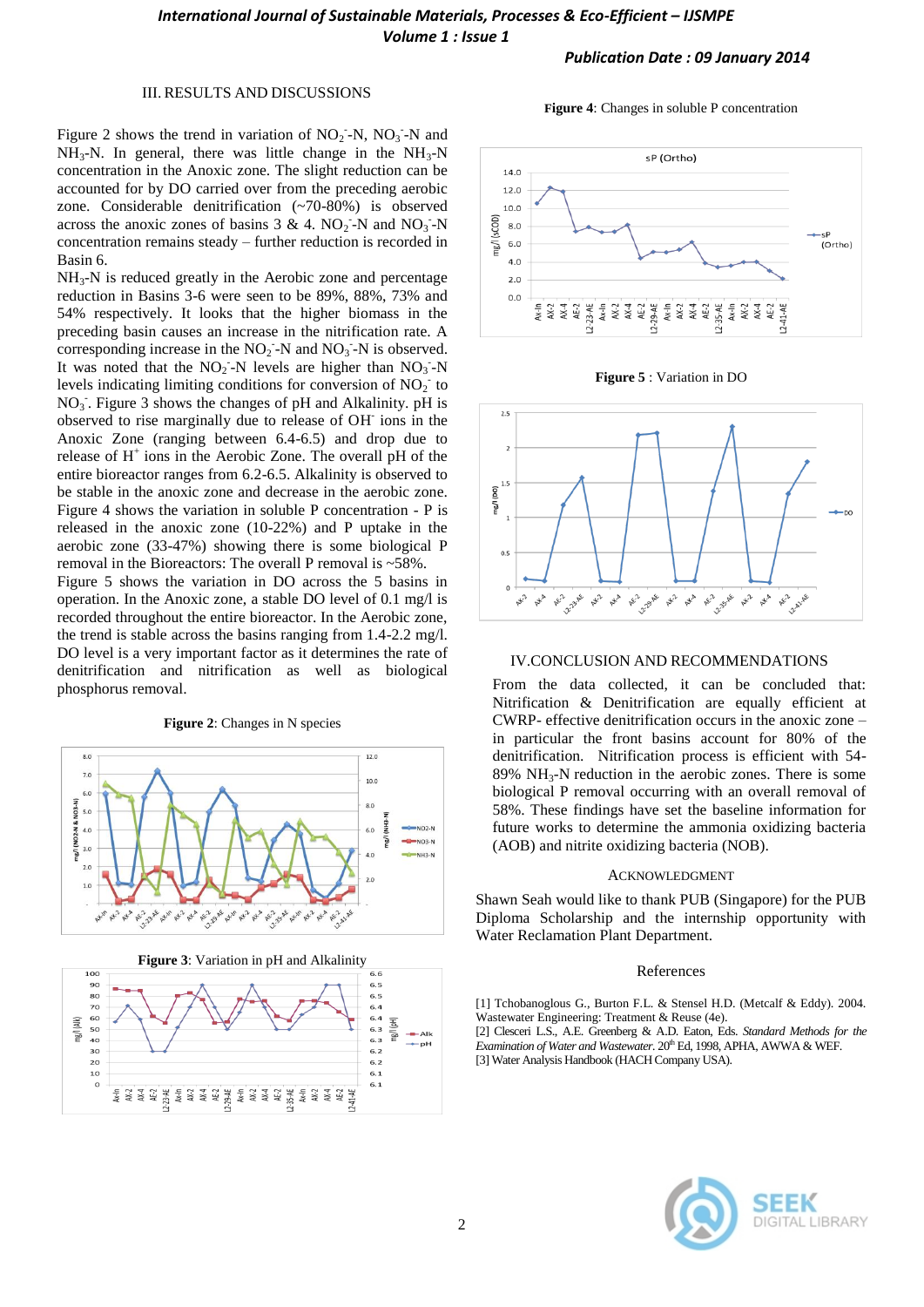## III. RESULTS AND DISCUSSIONS

Figure 2 shows the trend in variation of $NO_2^-$-N, $NO_3^-$-N and $NH_3$-N. In general, there was little change in the $NH_3$-N concentration in the Anoxic zone. The slight reduction can be accounted for by DO carried over from the preceding aerobic zone. Considerable denitrification (~70-80%) is observed across the anoxic zones of basins 3 & 4. $NO_2^-$-N and $NO_3^-$-N concentration remains steady – further reduction is recorded in Basin 6.

$NH_3$-N is reduced greatly in the Aerobic zone and percentage reduction in Basins 3-6 were seen to be 89%, 88%, 73% and 54% respectively. It looks that the higher biomass in the preceding basin causes an increase in the nitrification rate. A corresponding increase in the $NO_2^-$-N and $NO_3^-$-N is observed. It was noted that the $NO_2^-$-N levels are higher than $NO_3^-$-N levels indicating limiting conditions for conversion of $NO_2^-$ to $NO_3^-$. Figure 3 shows the changes of pH and Alkalinity. pH is observed to rise marginally due to release of $OH^-$ ions in the Anoxic Zone (ranging between 6.4-6.5) and drop due to release of $H^+$ ions in the Aerobic Zone. The overall pH of the entire bioreactor ranges from 6.2-6.5. Alkalinity is observed to be stable in the anoxic zone and decrease in the aerobic zone.

Figure 4 shows the variation in soluble P concentration - P is released in the anoxic zone (10-22%) and P uptake in the aerobic zone (33-47%) showing there is some biological P removal in the Bioreactors: The overall P removal is ~58%.

Figure 5 shows the variation in DO across the 5 basins in operation. In the Anoxic zone, a stable DO level of 0.1 mg/l is recorded throughout the entire bioreactor. In the Aerobic zone, the trend is stable across the basins ranging from 1.4-2.2 mg/l. DO level is a very important factor as it determines the rate of denitrification and nitrification as well as biological phosphorus removal.

**Figure 2**: Changes in N species

mg/l (NO2-N & NO3-N)
mg/l (NH3-N)
NO2-N
NO3-N
NH3-N
Ax-In, AX-2, AX-4, AE-2, L2-23-AE, Ax-In, AX-2, AX-4, AE-2, L2-29-AE, Ax-In, AX-2, AX-4, AE-2, L2-35-AE, Ax-In, AX-2, AX-4, AE-2, L2-41-AE

**Figure 3**: Variation in pH and Alkalinity

mg/l (Alk)
mg/l (pH)
Alk
pH
Ax-In, AX-2, AX-4, AE-2, L2-23-AE, Ax-In, AX-2, AX-4, AE-2, L2-29-AE, Ax-In, AX-2, AX-4, AE-2, L2-35-AE, Ax-In, AX-2, AX-4, AE-2, L2-41-AE

**Figure 4**: Changes in soluble P concentration

sP (Ortho)
mg/l (sCOD)
sP (Ortho)
Ax-In, AX-2, AX-4, AE-2, L2-23-AE, Ax-In, AX-2, AX-4, AE-2, L2-29-AE, Ax-In, AX-2, AX-4, AE-2, L2-35-AE, Ax-In, AX-2, AX-4, AE-2, L2-41-AE

**Figure 5** : Variation in DO

mg/l (DO)
DO
AX-2, AX-4, AE-2, L2-23-AE, AX-2, AX-4, AE-2, L2-29-AE, AX-2, AX-4, AE-2, L2-35-AE, AX-2, AX-4, AE-2, L2-41-AE

## IV. CONCLUSION AND RECOMMENDATIONS

From the data collected, it can be concluded that: Nitrification & Denitrification are equally efficient at CWRP- effective denitrification occurs in the anoxic zone – in particular the front basins account for 80% of the denitrification. Nitrification process is efficient with 54-89% $NH_3$-N reduction in the aerobic zones. There is some biological P removal occurring with an overall removal of 58%. These findings have set the baseline information for future works to determine the ammonia oxidizing bacteria (AOB) and nitrite oxidizing bacteria (NOB).

## ACKNOWLEDGMENT

Shawn Seah would like to thank PUB (Singapore) for the PUB Diploma Scholarship and the internship opportunity with Water Reclamation Plant Department.

## References

[1] Tchobanoglous G., Burton F.L. & Stensel H.D. (Metcalf & Eddy). 2004. Wastewater Engineering: Treatment & Reuse (4e).

[2] Clesceri L.S., A.E. Greenberg & A.D. Eaton, Eds. *Standard Methods for the Examination of Water and Wastewater*. 20th Ed, 1998, APHA, AWWA & WEF.

[3] Water Analysis Handbook (HACH Company USA).